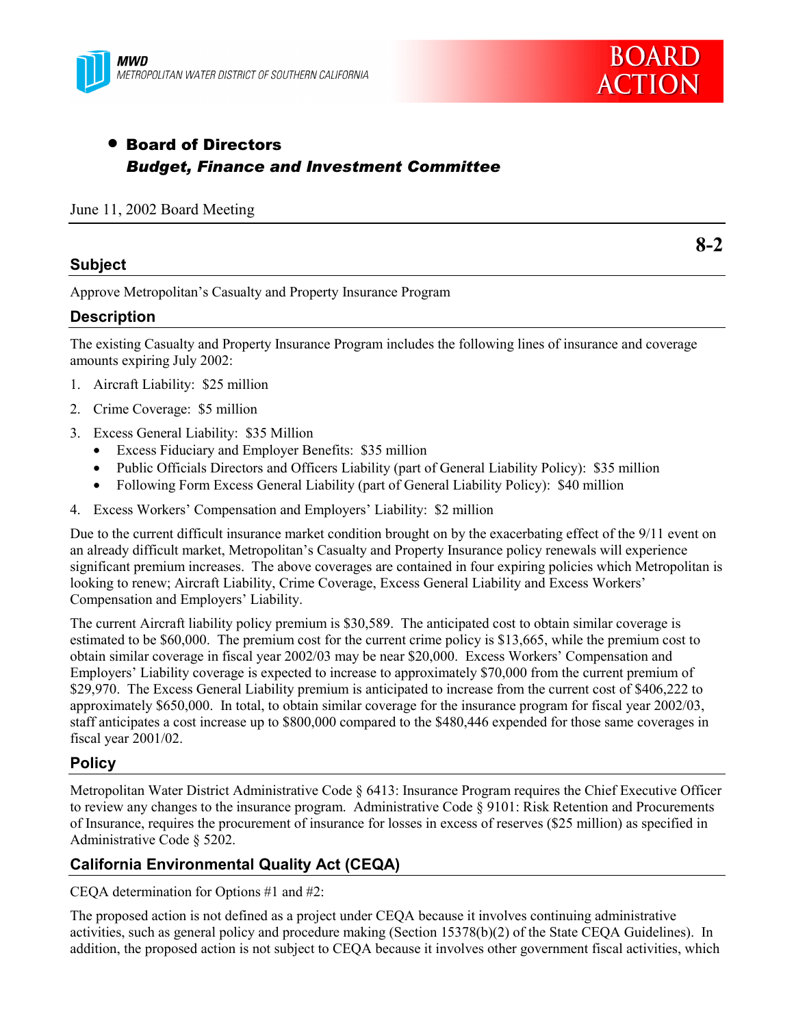MWD
METROPOLITAN WATER DISTRICT OF SOUTHERN CALIFORNIA

BOARD ACTION

- **Board of Directors**
  ***Budget, Finance and Investment Committee***

June 11, 2002 Board Meeting

**8-2**

## Subject

Approve Metropolitan's Casualty and Property Insurance Program

## Description

The existing Casualty and Property Insurance Program includes the following lines of insurance and coverage amounts expiring July 2002:

1. Aircraft Liability: $25 million
2. Crime Coverage: $5 million
3. Excess General Liability: $35 Million
   - Excess Fiduciary and Employer Benefits: $35 million
   - Public Officials Directors and Officers Liability (part of General Liability Policy): $35 million
   - Following Form Excess General Liability (part of General Liability Policy): $40 million
4. Excess Workers' Compensation and Employers' Liability: $2 million

Due to the current difficult insurance market condition brought on by the exacerbating effect of the 9/11 event on an already difficult market, Metropolitan's Casualty and Property Insurance policy renewals will experience significant premium increases. The above coverages are contained in four expiring policies which Metropolitan is looking to renew; Aircraft Liability, Crime Coverage, Excess General Liability and Excess Workers' Compensation and Employers' Liability.

The current Aircraft liability policy premium is $30,589. The anticipated cost to obtain similar coverage is estimated to be $60,000. The premium cost for the current crime policy is $13,665, while the premium cost to obtain similar coverage in fiscal year 2002/03 may be near $20,000. Excess Workers' Compensation and Employers' Liability coverage is expected to increase to approximately $70,000 from the current premium of $29,970. The Excess General Liability premium is anticipated to increase from the current cost of $406,222 to approximately $650,000. In total, to obtain similar coverage for the insurance program for fiscal year 2002/03, staff anticipates a cost increase up to $800,000 compared to the $480,446 expended for those same coverages in fiscal year 2001/02.

## Policy

Metropolitan Water District Administrative Code § 6413: Insurance Program requires the Chief Executive Officer to review any changes to the insurance program. Administrative Code § 9101: Risk Retention and Procurements of Insurance, requires the procurement of insurance for losses in excess of reserves ($25 million) as specified in Administrative Code § 5202.

## California Environmental Quality Act (CEQA)

CEQA determination for Options #1 and #2:

The proposed action is not defined as a project under CEQA because it involves continuing administrative activities, such as general policy and procedure making (Section 15378(b)(2) of the State CEQA Guidelines). In addition, the proposed action is not subject to CEQA because it involves other government fiscal activities, which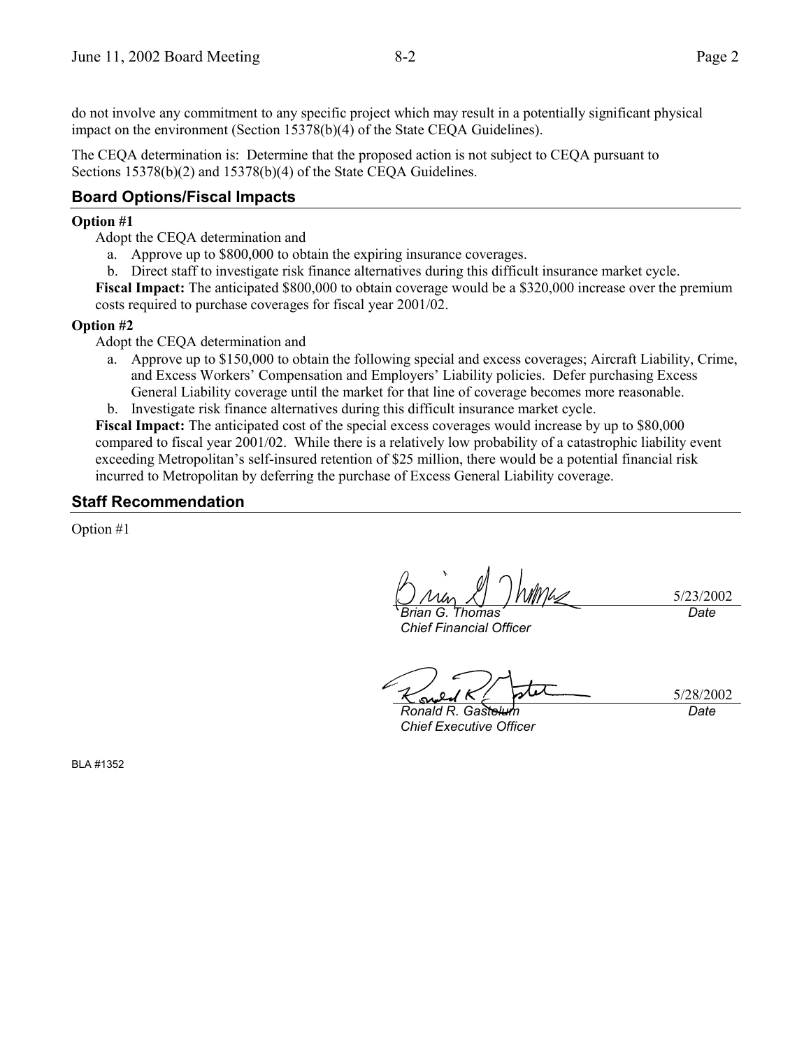do not involve any commitment to any specific project which may result in a potentially significant physical impact on the environment (Section 15378(b)(4) of the State CEQA Guidelines).

The CEQA determination is: Determine that the proposed action is not subject to CEQA pursuant to Sections 15378(b)(2) and 15378(b)(4) of the State CEQA Guidelines.

## Board Options/Fiscal Impacts

**Option #1**

Adopt the CEQA determination and

a. Approve up to $800,000 to obtain the expiring insurance coverages.
b. Direct staff to investigate risk finance alternatives during this difficult insurance market cycle.

**Fiscal Impact:** The anticipated $800,000 to obtain coverage would be a $320,000 increase over the premium costs required to purchase coverages for fiscal year 2001/02.

**Option #2**

Adopt the CEQA determination and

a. Approve up to $150,000 to obtain the following special and excess coverages; Aircraft Liability, Crime, and Excess Workers' Compensation and Employers' Liability policies. Defer purchasing Excess General Liability coverage until the market for that line of coverage becomes more reasonable.
b. Investigate risk finance alternatives during this difficult insurance market cycle.

**Fiscal Impact:** The anticipated cost of the special excess coverages would increase by up to $80,000 compared to fiscal year 2001/02. While there is a relatively low probability of a catastrophic liability event exceeding Metropolitan's self-insured retention of $25 million, there would be a potential financial risk incurred to Metropolitan by deferring the purchase of Excess General Liability coverage.

## Staff Recommendation

Option #1

*Brian G. Thomas* — 5/23/2002 (*Date*)
*Chief Financial Officer*

*Ronald R. Gastelum* — 5/28/2002 (*Date*)
*Chief Executive Officer*

BLA #1352